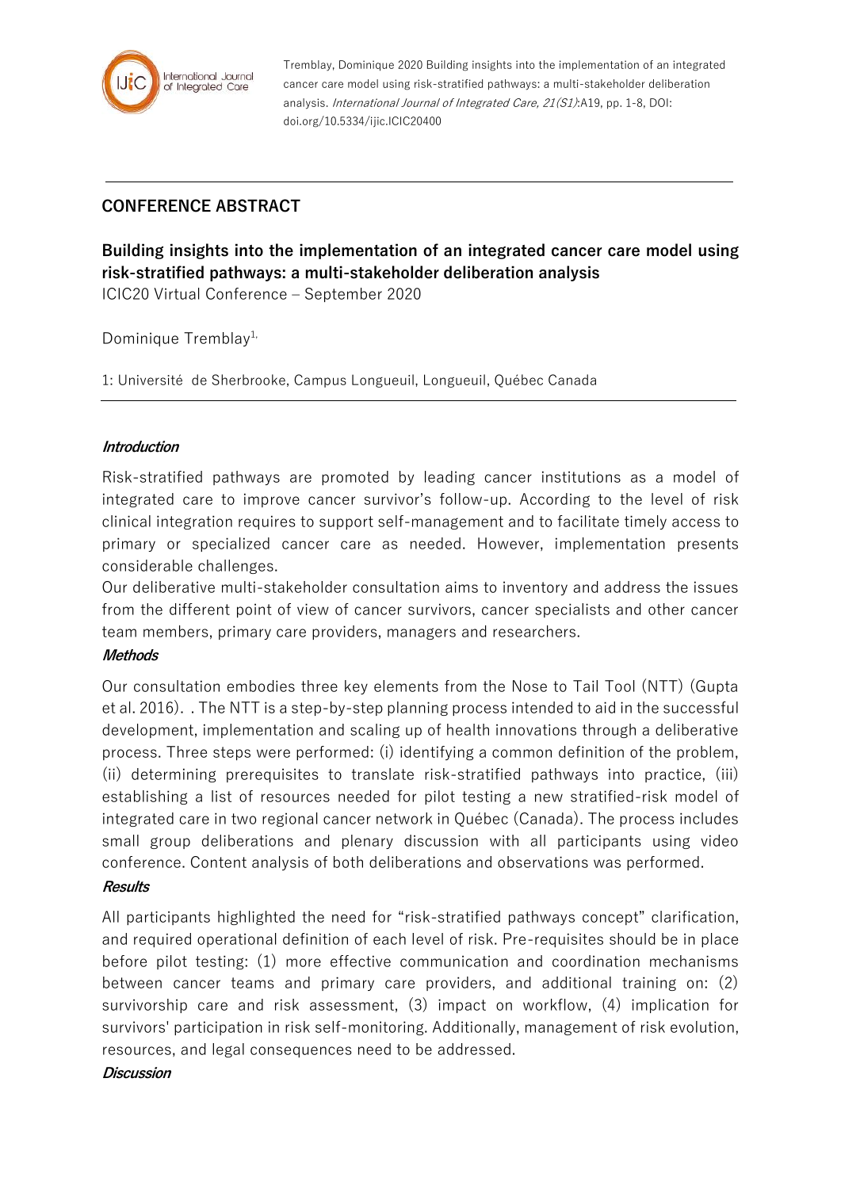Tremblay, Dominique 2020 Building insights into the implementation of an integrated cancer care model using risk-stratified pathways: a multi-stakeholder deliberation analysis. *International Journal of Integrated Care, 21(S1)*:A19, pp. 1-8, DOI: doi.org/10.5334/ijic.ICIC20400

## CONFERENCE ABSTRACT

# Building insights into the implementation of an integrated cancer care model using risk-stratified pathways: a multi-stakeholder deliberation analysis

ICIC20 Virtual Conference – September 2020

Dominique Tremblay[1,]

1: Université de Sherbrooke, Campus Longueuil, Longueuil, Québec Canada

### *Introduction*

Risk-stratified pathways are promoted by leading cancer institutions as a model of integrated care to improve cancer survivor's follow-up. According to the level of risk clinical integration requires to support self-management and to facilitate timely access to primary or specialized cancer care as needed. However, implementation presents considerable challenges.

Our deliberative multi-stakeholder consultation aims to inventory and address the issues from the different point of view of cancer survivors, cancer specialists and other cancer team members, primary care providers, managers and researchers.

### *Methods*

Our consultation embodies three key elements from the Nose to Tail Tool (NTT) (Gupta et al. 2016). . The NTT is a step-by-step planning process intended to aid in the successful development, implementation and scaling up of health innovations through a deliberative process. Three steps were performed: (i) identifying a common definition of the problem, (ii) determining prerequisites to translate risk-stratified pathways into practice, (iii) establishing a list of resources needed for pilot testing a new stratified-risk model of integrated care in two regional cancer network in Québec (Canada). The process includes small group deliberations and plenary discussion with all participants using video conference. Content analysis of both deliberations and observations was performed.

### *Results*

All participants highlighted the need for "risk-stratified pathways concept" clarification, and required operational definition of each level of risk. Pre-requisites should be in place before pilot testing: (1) more effective communication and coordination mechanisms between cancer teams and primary care providers, and additional training on: (2) survivorship care and risk assessment, (3) impact on workflow, (4) implication for survivors' participation in risk self-monitoring. Additionally, management of risk evolution, resources, and legal consequences need to be addressed.

### *Discussion*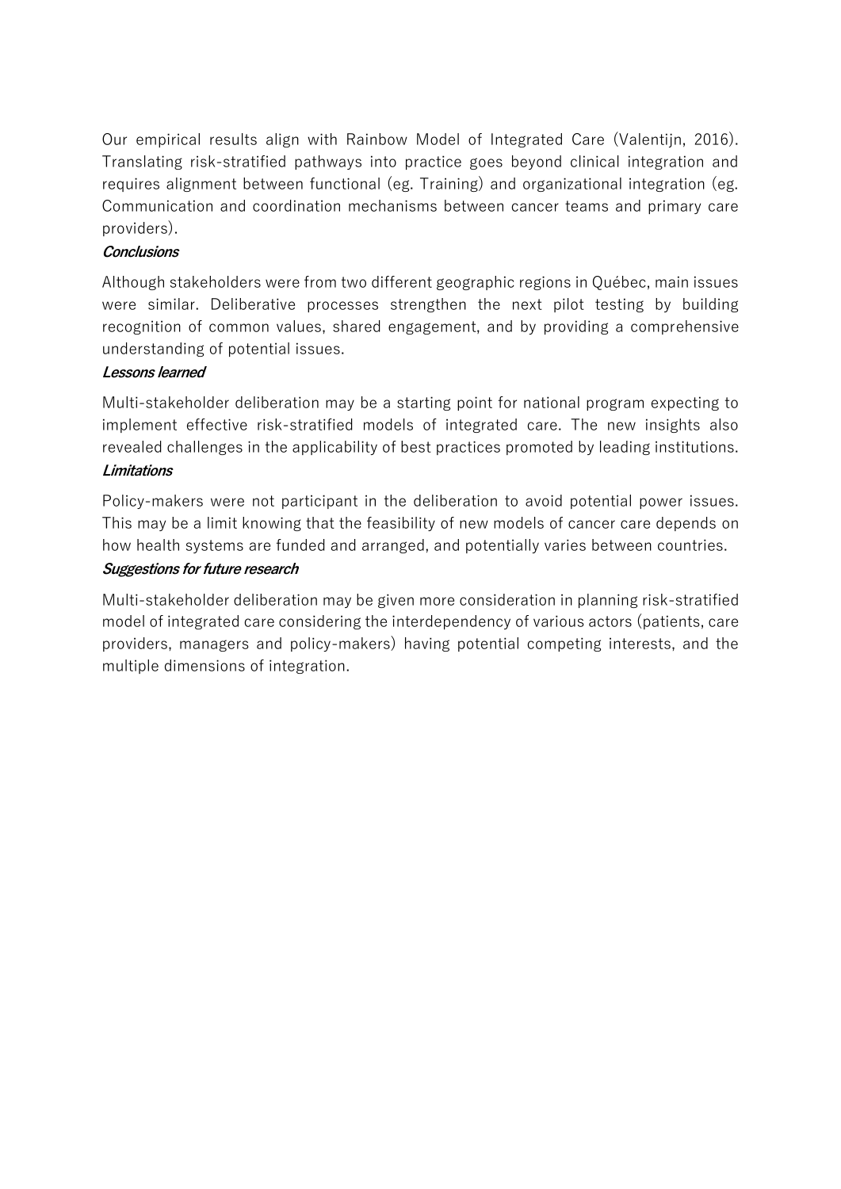Our empirical results align with Rainbow Model of Integrated Care (Valentijn, 2016). Translating risk-stratified pathways into practice goes beyond clinical integration and requires alignment between functional (eg. Training) and organizational integration (eg. Communication and coordination mechanisms between cancer teams and primary care providers).

***Conclusions***

Although stakeholders were from two different geographic regions in Québec, main issues were similar. Deliberative processes strengthen the next pilot testing by building recognition of common values, shared engagement, and by providing a comprehensive understanding of potential issues.

***Lessons learned***

Multi-stakeholder deliberation may be a starting point for national program expecting to implement effective risk-stratified models of integrated care. The new insights also revealed challenges in the applicability of best practices promoted by leading institutions.

***Limitations***

Policy-makers were not participant in the deliberation to avoid potential power issues. This may be a limit knowing that the feasibility of new models of cancer care depends on how health systems are funded and arranged, and potentially varies between countries.

***Suggestions for future research***

Multi-stakeholder deliberation may be given more consideration in planning risk-stratified model of integrated care considering the interdependency of various actors (patients, care providers, managers and policy-makers) having potential competing interests, and the multiple dimensions of integration.